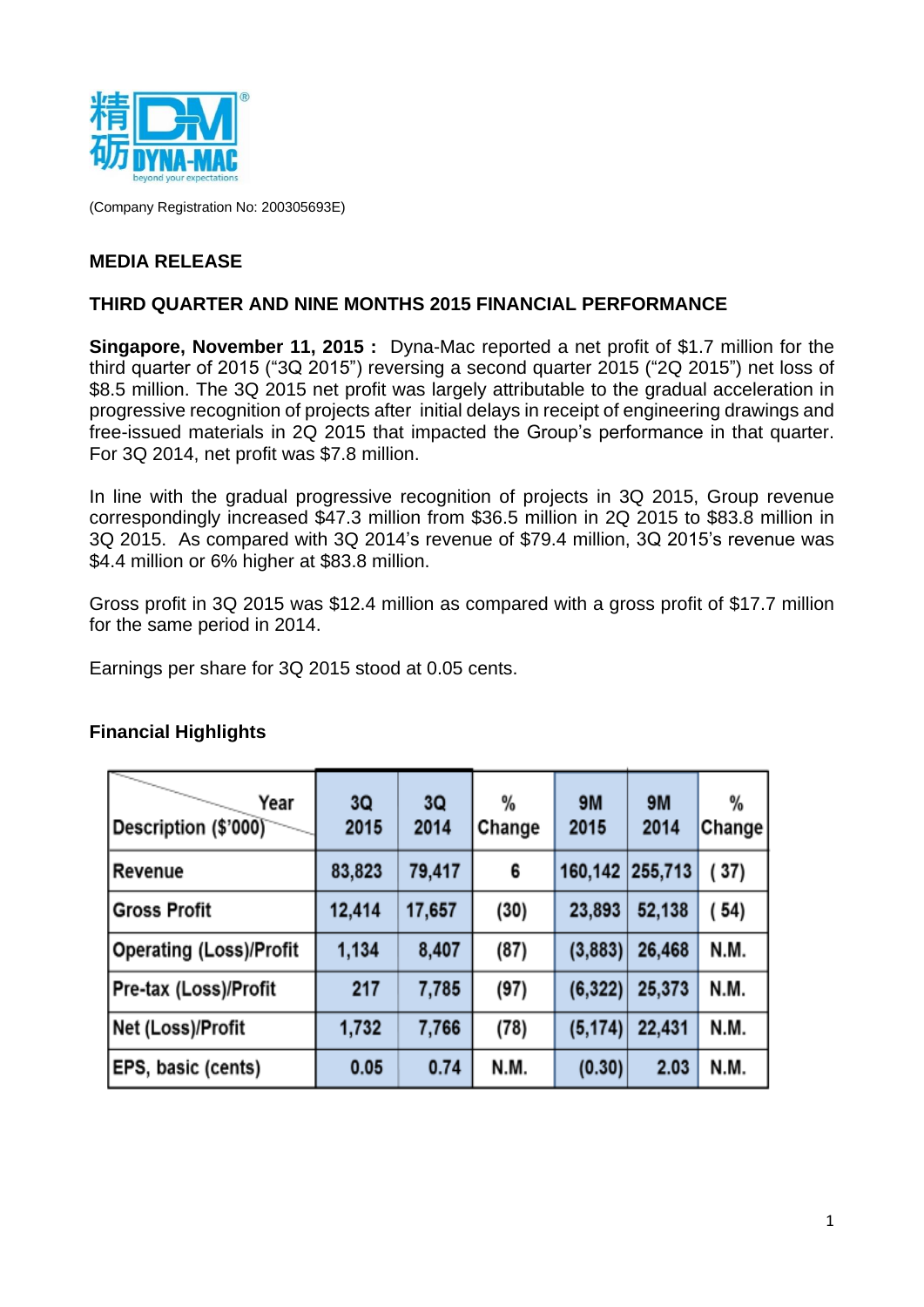(Company Registration No: 200305693E)

**MEDIA RELEASE**

**THIRD QUARTER AND NINE MONTHS 2015 FINANCIAL PERFORMANCE**

**Singapore, November 11, 2015 :** Dyna-Mac reported a net profit of $1.7 million for the third quarter of 2015 ("3Q 2015") reversing a second quarter 2015 ("2Q 2015") net loss of $8.5 million. The 3Q 2015 net profit was largely attributable to the gradual acceleration in progressive recognition of projects after initial delays in receipt of engineering drawings and free-issued materials in 2Q 2015 that impacted the Group's performance in that quarter. For 3Q 2014, net profit was $7.8 million.

In line with the gradual progressive recognition of projects in 3Q 2015, Group revenue correspondingly increased $47.3 million from $36.5 million in 2Q 2015 to $83.8 million in 3Q 2015. As compared with 3Q 2014's revenue of $79.4 million, 3Q 2015's revenue was $4.4 million or 6% higher at $83.8 million.

Gross profit in 3Q 2015 was $12.4 million as compared with a gross profit of $17.7 million for the same period in 2014.

Earnings per share for 3Q 2015 stood at 0.05 cents.

**Financial Highlights**

| Year / Description ($'000) | 3Q 2015 | 3Q 2014 | % Change | 9M 2015 | 9M 2014 | % Change |
|---|---|---|---|---|---|---|
| Revenue | 83,823 | 79,417 | 6 | 160,142 | 255,713 | ( 37) |
| Gross Profit | 12,414 | 17,657 | (30) | 23,893 | 52,138 | ( 54) |
| Operating (Loss)/Profit | 1,134 | 8,407 | (87) | (3,883) | 26,468 | N.M. |
| Pre-tax (Loss)/Profit | 217 | 7,785 | (97) | (6,322) | 25,373 | N.M. |
| Net (Loss)/Profit | 1,732 | 7,766 | (78) | (5,174) | 22,431 | N.M. |
| EPS, basic (cents) | 0.05 | 0.74 | N.M. | (0.30) | 2.03 | N.M. |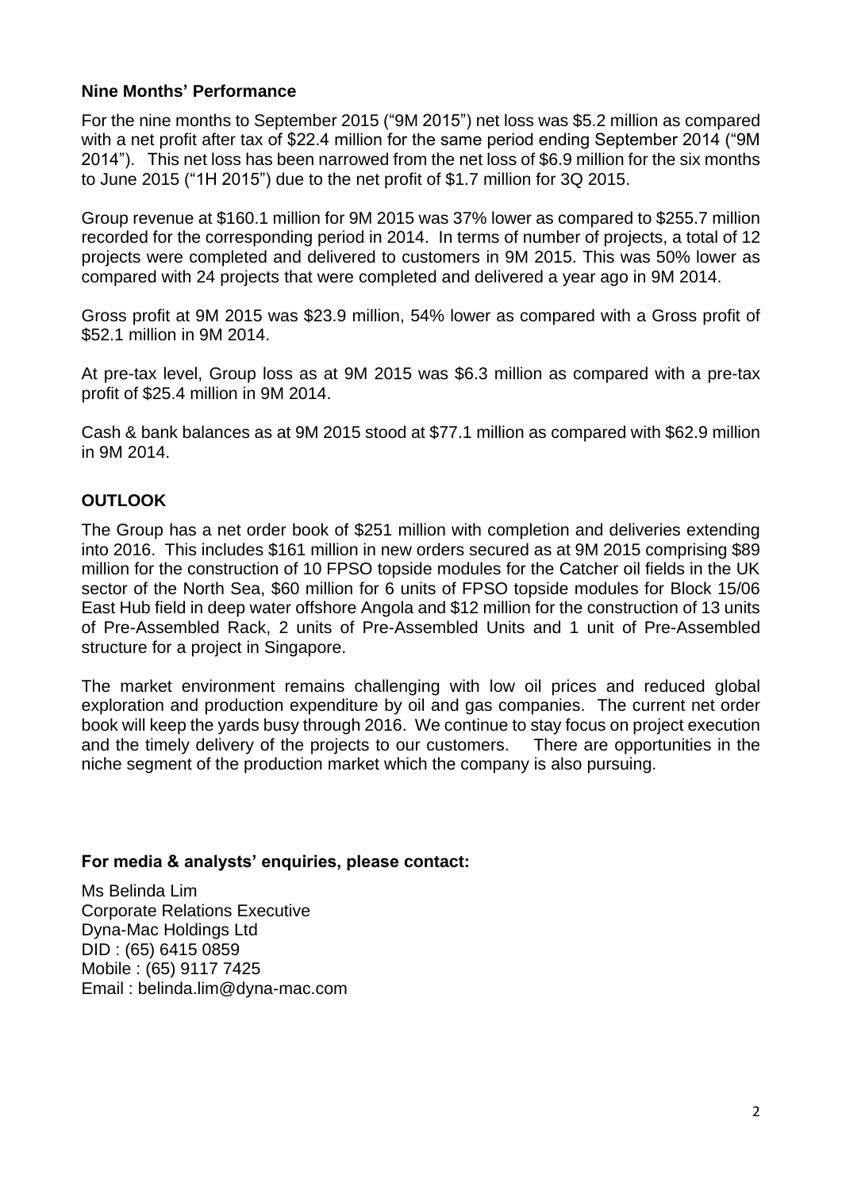**Nine Months' Performance**

For the nine months to September 2015 ("9M 2015") net loss was $5.2 million as compared with a net profit after tax of $22.4 million for the same period ending September 2014 ("9M 2014"). This net loss has been narrowed from the net loss of $6.9 million for the six months to June 2015 ("1H 2015") due to the net profit of $1.7 million for 3Q 2015.

Group revenue at $160.1 million for 9M 2015 was 37% lower as compared to $255.7 million recorded for the corresponding period in 2014. In terms of number of projects, a total of 12 projects were completed and delivered to customers in 9M 2015. This was 50% lower as compared with 24 projects that were completed and delivered a year ago in 9M 2014.

Gross profit at 9M 2015 was $23.9 million, 54% lower as compared with a Gross profit of $52.1 million in 9M 2014.

At pre-tax level, Group loss as at 9M 2015 was $6.3 million as compared with a pre-tax profit of $25.4 million in 9M 2014.

Cash & bank balances as at 9M 2015 stood at $77.1 million as compared with $62.9 million in 9M 2014.

**OUTLOOK**

The Group has a net order book of $251 million with completion and deliveries extending into 2016. This includes $161 million in new orders secured as at 9M 2015 comprising $89 million for the construction of 10 FPSO topside modules for the Catcher oil fields in the UK sector of the North Sea, $60 million for 6 units of FPSO topside modules for Block 15/06 East Hub field in deep water offshore Angola and $12 million for the construction of 13 units of Pre-Assembled Rack, 2 units of Pre-Assembled Units and 1 unit of Pre-Assembled structure for a project in Singapore.

The market environment remains challenging with low oil prices and reduced global exploration and production expenditure by oil and gas companies. The current net order book will keep the yards busy through 2016. We continue to stay focus on project execution and the timely delivery of the projects to our customers. There are opportunities in the niche segment of the production market which the company is also pursuing.

**For media & analysts' enquiries, please contact:**

Ms Belinda Lim
Corporate Relations Executive
Dyna-Mac Holdings Ltd
DID : (65) 6415 0859
Mobile : (65) 9117 7425
Email : belinda.lim@dyna-mac.com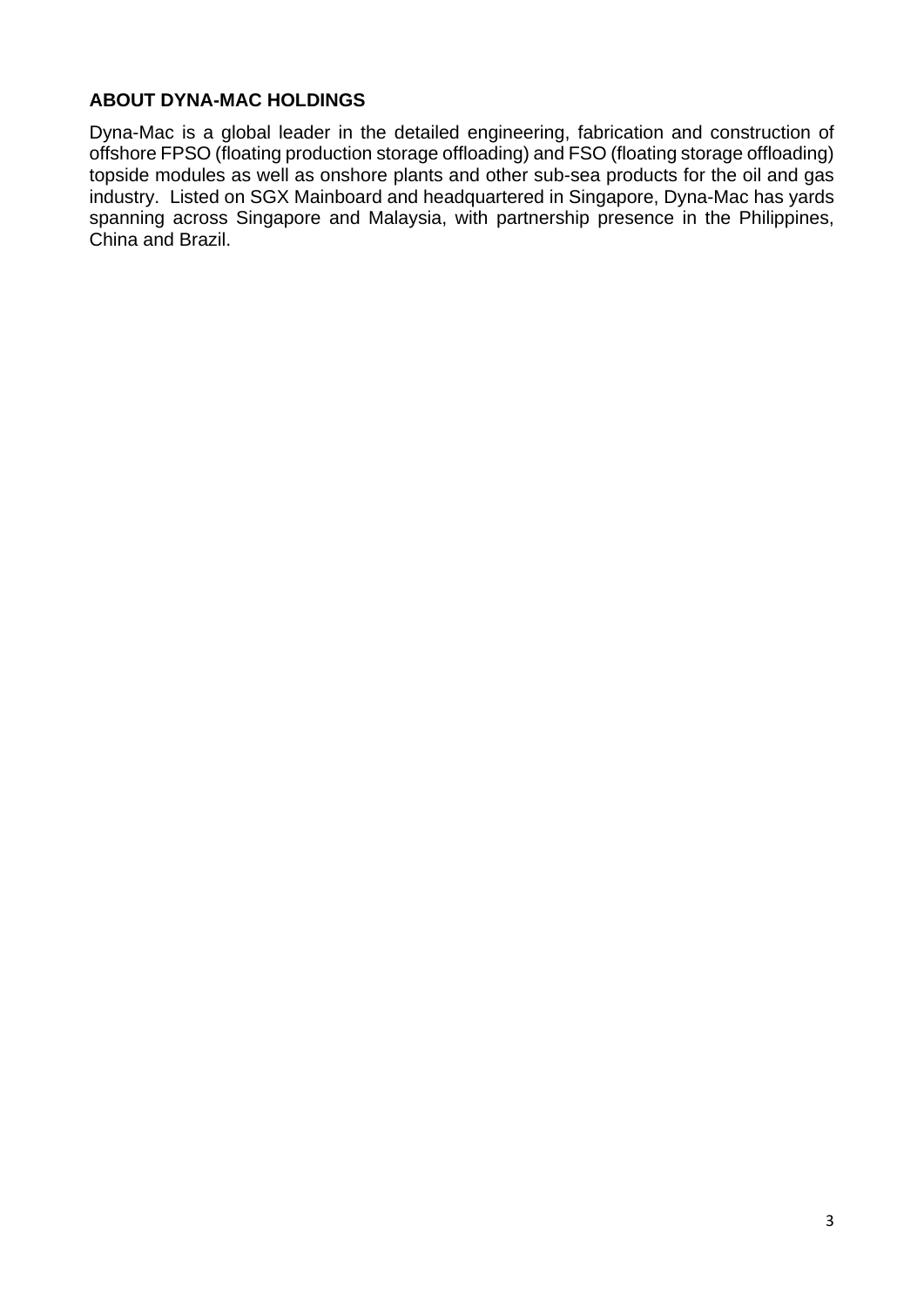## ABOUT DYNA-MAC HOLDINGS

Dyna-Mac is a global leader in the detailed engineering, fabrication and construction of offshore FPSO (floating production storage offloading) and FSO (floating storage offloading) topside modules as well as onshore plants and other sub-sea products for the oil and gas industry. Listed on SGX Mainboard and headquartered in Singapore, Dyna-Mac has yards spanning across Singapore and Malaysia, with partnership presence in the Philippines, China and Brazil.